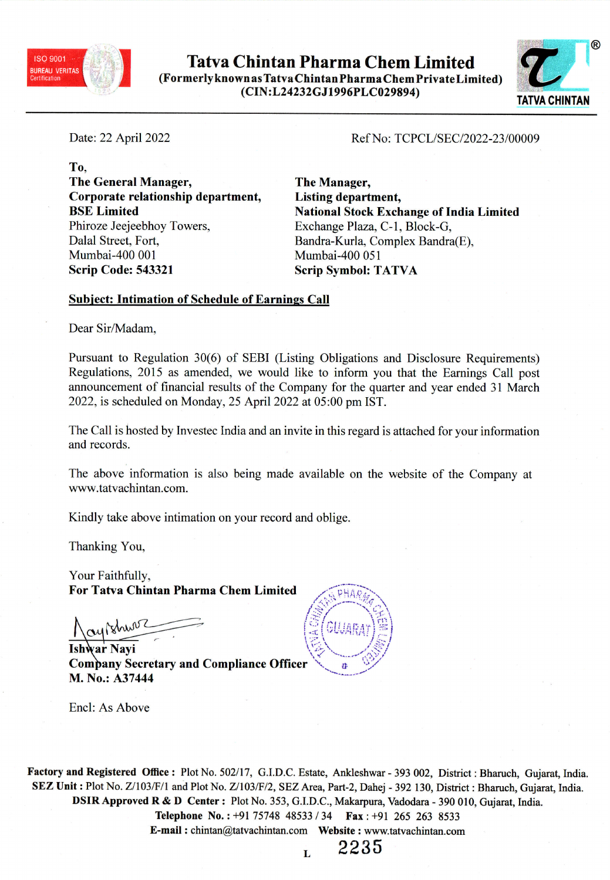# Tatva Chintan Pharma Chem Limited

**(Formerly known as Tatva Chintan Pharma Chem Private Limited)**
**(CIN:L24232GJ1996PLC029894)**

Date: 22 April 2022 Ref No: TCPCL/SEC/2022-23/00009

To,

**The General Manager,**
**Corporate relationship department,**
**BSE Limited**
Phiroze Jeejeebhoy Towers,
Dalal Street, Fort,
Mumbai-400 001
**Scrip Code: 543321**

**The Manager,**
**Listing department,**
**National Stock Exchange of India Limited**
Exchange Plaza, C-1, Block-G,
Bandra-Kurla, Complex Bandra(E),
Mumbai-400 051
**Scrip Symbol: TATVA**

**Subject: Intimation of Schedule of Earnings Call**

Dear Sir/Madam,

Pursuant to Regulation 30(6) of SEBI (Listing Obligations and Disclosure Requirements) Regulations, 2015 as amended, we would like to inform you that the Earnings Call post announcement of financial results of the Company for the quarter and year ended 31 March 2022, is scheduled on Monday, 25 April 2022 at 05:00 pm IST.

The Call is hosted by Investec India and an invite in this regard is attached for your information and records.

The above information is also being made available on the website of the Company at www.tatvachintan.com.

Kindly take above intimation on your record and oblige.

Thanking You,

Your Faithfully,
**For Tatva Chintan Pharma Chem Limited**

**Ishwar Nayi**
**Company Secretary and Compliance Officer**
**M. No.: A37444**

Encl: As Above

**Factory and Registered Office :** Plot No. 502/17, G.I.D.C. Estate, Ankleshwar - 393 002, District : Bharuch, Gujarat, India.
**SEZ Unit :** Plot No. Z/103/F/1 and Plot No. Z/103/F/2, SEZ Area, Part-2, Dahej - 392 130, District : Bharuch, Gujarat, India.
**DSIR Approved R & D Center :** Plot No. 353, G.I.D.C., Makarpura, Vadodara - 390 010, Gujarat, India.
**Telephone No. :** +91 75748 48533 / 34 **Fax :** +91 265 263 8533
**E-mail :** chintan@tatvachintan.com **Website :** www.tatvachintan.com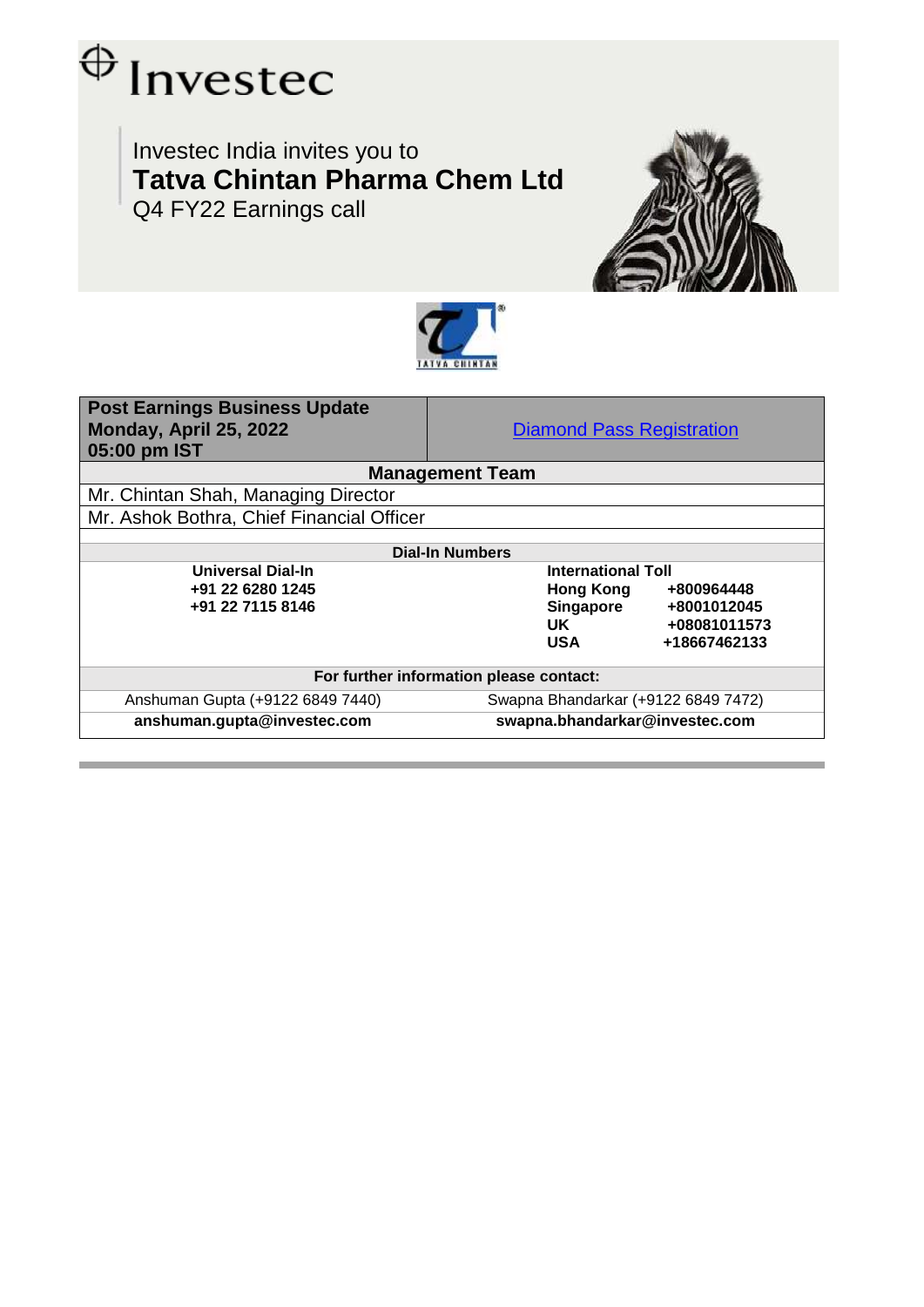# Investec

Investec India invites you to

**Tatva Chintan Pharma Chem Ltd**

Q4 FY22 Earnings call

TATVA CHINTAN

| **Post Earnings Business Update**<br>**Monday, April 25, 2022**<br>**05:00 pm IST** | Diamond Pass Registration |
|---|---|
| **Management Team** | |
| Mr. Chintan Shah, Managing Director | |
| Mr. Ashok Bothra, Chief Financial Officer | |

**Dial-In Numbers**

| **Universal Dial-In** | **International Toll** | |
|---|---|---|
| **+91 22 6280 1245** | **Hong Kong** | **+800964448** |
| **+91 22 7115 8146** | **Singapore** | **+8001012045** |
| | **UK** | **+08081011573** |
| | **USA** | **+18667462133** |

**For further information please contact:**

| | |
|---|---|
| Anshuman Gupta (+9122 6849 7440) | Swapna Bhandarkar (+9122 6849 7472) |
| **anshuman.gupta@investec.com** | **swapna.bhandarkar@investec.com** |